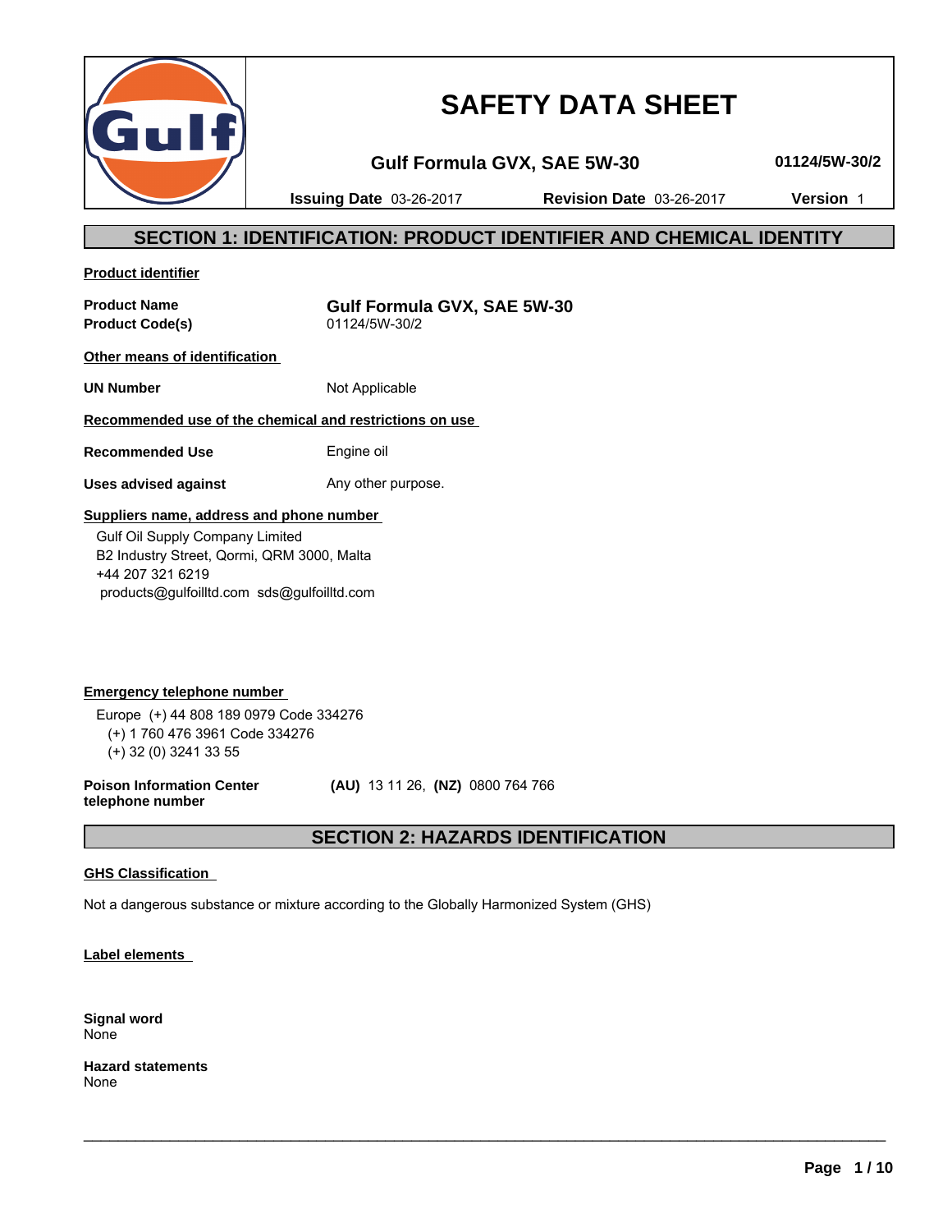# SAFETY DATA SHEET

**Gulf Formula GVX, SAE 5W-30** **01124/5W-30/2**

**Issuing Date** 03-26-2017 **Revision Date** 03-26-2017 **Version** 1

## SECTION 1: IDENTIFICATION: PRODUCT IDENTIFIER AND CHEMICAL IDENTITY

**Product identifier**

**Product Name** **Gulf Formula GVX, SAE 5W-30**
**Product Code(s)** 01124/5W-30/2

**Other means of identification**

**UN Number** Not Applicable

**Recommended use of the chemical and restrictions on use**

**Recommended Use** Engine oil

**Uses advised against** Any other purpose.

**Suppliers name, address and phone number**

Gulf Oil Supply Company Limited
B2 Industry Street, Qormi, QRM 3000, Malta
+44 207 321 6219
products@gulfoilltd.com sds@gulfoilltd.com

**Emergency telephone number**

Europe (+) 44 808 189 0979 Code 334276
(+) 1 760 476 3961 Code 334276
(+) 32 (0) 3241 33 55

**Poison Information Center telephone number** **(AU)** 13 11 26, **(NZ)** 0800 764 766

## SECTION 2: HAZARDS IDENTIFICATION

**GHS Classification**

Not a dangerous substance or mixture according to the Globally Harmonized System (GHS)

**Label elements**

**Signal word**
None

**Hazard statements**
None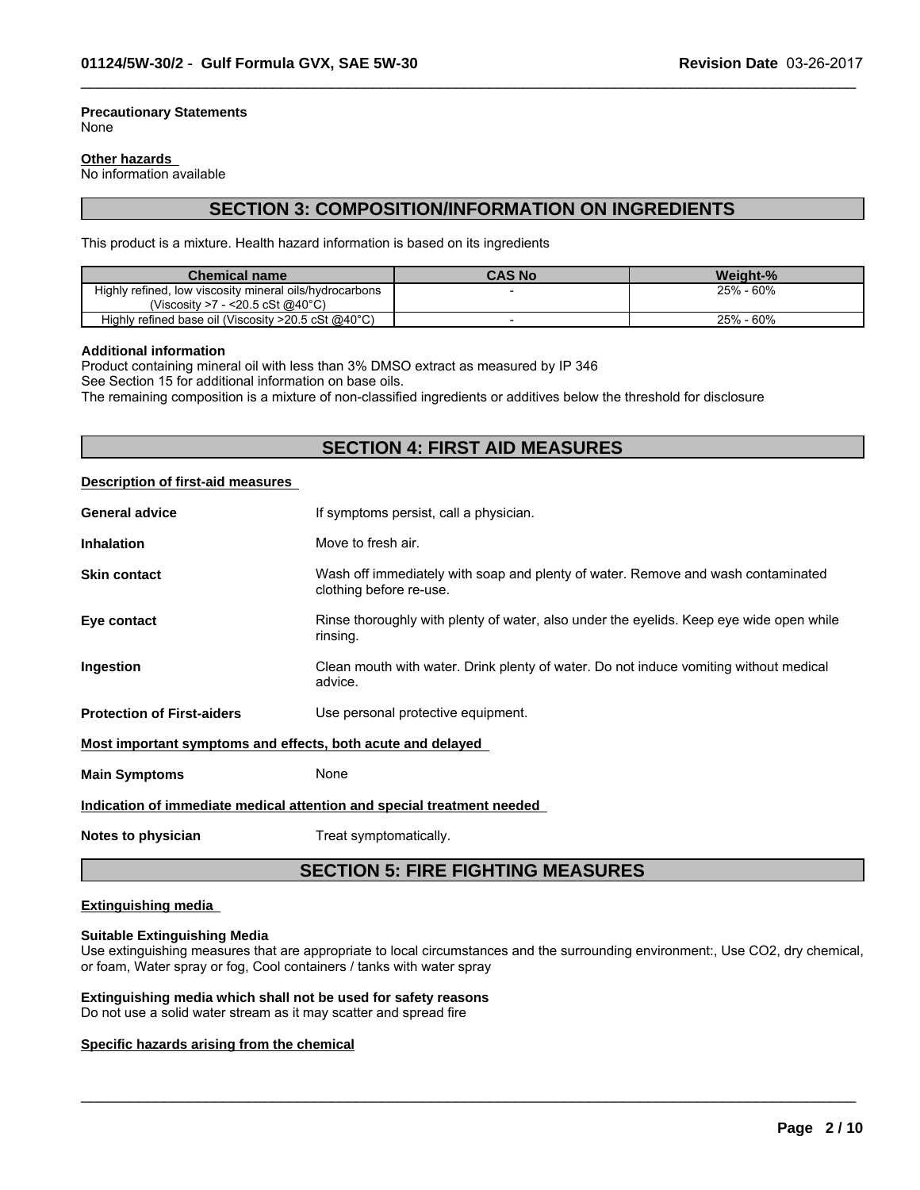**Precautionary Statements**
None

**Other hazards**
No information available

## SECTION 3: COMPOSITION/INFORMATION ON INGREDIENTS

This product is a mixture. Health hazard information is based on its ingredients

| Chemical name | CAS No | Weight-% |
|---|---|---|
| Highly refined, low viscosity mineral oils/hydrocarbons (Viscosity >7 - <20.5 cSt @40°C) | - | 25% - 60% |
| Highly refined base oil (Viscosity >20.5 cSt @40°C) | - | 25% - 60% |

**Additional information**
Product containing mineral oil with less than 3% DMSO extract as measured by IP 346
See Section 15 for additional information on base oils.
The remaining composition is a mixture of non-classified ingredients or additives below the threshold for disclosure

## SECTION 4: FIRST AID MEASURES

**Description of first-aid measures**

**General advice** If symptoms persist, call a physician.

**Inhalation** Move to fresh air.

**Skin contact** Wash off immediately with soap and plenty of water. Remove and wash contaminated clothing before re-use.

**Eye contact** Rinse thoroughly with plenty of water, also under the eyelids. Keep eye wide open while rinsing.

**Ingestion** Clean mouth with water. Drink plenty of water. Do not induce vomiting without medical advice.

**Protection of First-aiders** Use personal protective equipment.

**Most important symptoms and effects, both acute and delayed**

**Main Symptoms** None

**Indication of immediate medical attention and special treatment needed**

**Notes to physician** Treat symptomatically.

## SECTION 5: FIRE FIGHTING MEASURES

**Extinguishing media**

**Suitable Extinguishing Media**
Use extinguishing measures that are appropriate to local circumstances and the surrounding environment:, Use $CO_2$, dry chemical, or foam, Water spray or fog, Cool containers / tanks with water spray

**Extinguishing media which shall not be used for safety reasons**
Do not use a solid water stream as it may scatter and spread fire

**Specific hazards arising from the chemical**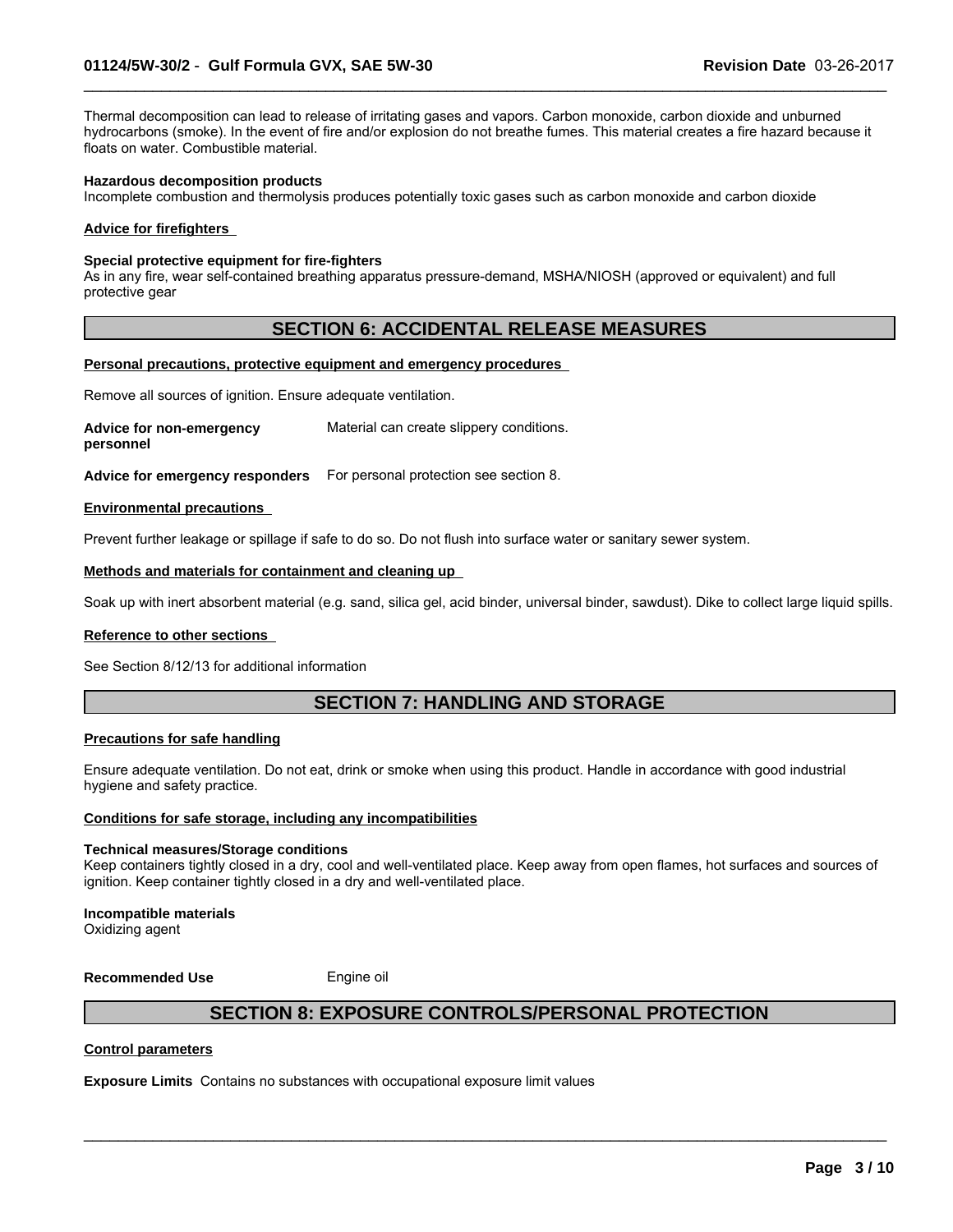Thermal decomposition can lead to release of irritating gases and vapors. Carbon monoxide, carbon dioxide and unburned hydrocarbons (smoke). In the event of fire and/or explosion do not breathe fumes. This material creates a fire hazard because it floats on water. Combustible material.

**Hazardous decomposition products**
Incomplete combustion and thermolysis produces potentially toxic gases such as carbon monoxide and carbon dioxide

**Advice for firefighters**

**Special protective equipment for fire-fighters**
As in any fire, wear self-contained breathing apparatus pressure-demand, MSHA/NIOSH (approved or equivalent) and full protective gear

## SECTION 6: ACCIDENTAL RELEASE MEASURES

**Personal precautions, protective equipment and emergency procedures**

Remove all sources of ignition. Ensure adequate ventilation.

**Advice for non-emergency personnel** Material can create slippery conditions.

**Advice for emergency responders** For personal protection see section 8.

**Environmental precautions**

Prevent further leakage or spillage if safe to do so. Do not flush into surface water or sanitary sewer system.

**Methods and materials for containment and cleaning up**

Soak up with inert absorbent material (e.g. sand, silica gel, acid binder, universal binder, sawdust). Dike to collect large liquid spills.

**Reference to other sections**

See Section 8/12/13 for additional information

## SECTION 7: HANDLING AND STORAGE

**Precautions for safe handling**

Ensure adequate ventilation. Do not eat, drink or smoke when using this product. Handle in accordance with good industrial hygiene and safety practice.

**Conditions for safe storage, including any incompatibilities**

**Technical measures/Storage conditions**
Keep containers tightly closed in a dry, cool and well-ventilated place. Keep away from open flames, hot surfaces and sources of ignition. Keep container tightly closed in a dry and well-ventilated place.

**Incompatible materials**
Oxidizing agent

**Recommended Use** Engine oil

## SECTION 8: EXPOSURE CONTROLS/PERSONAL PROTECTION

**Control parameters**

**Exposure Limits** Contains no substances with occupational exposure limit values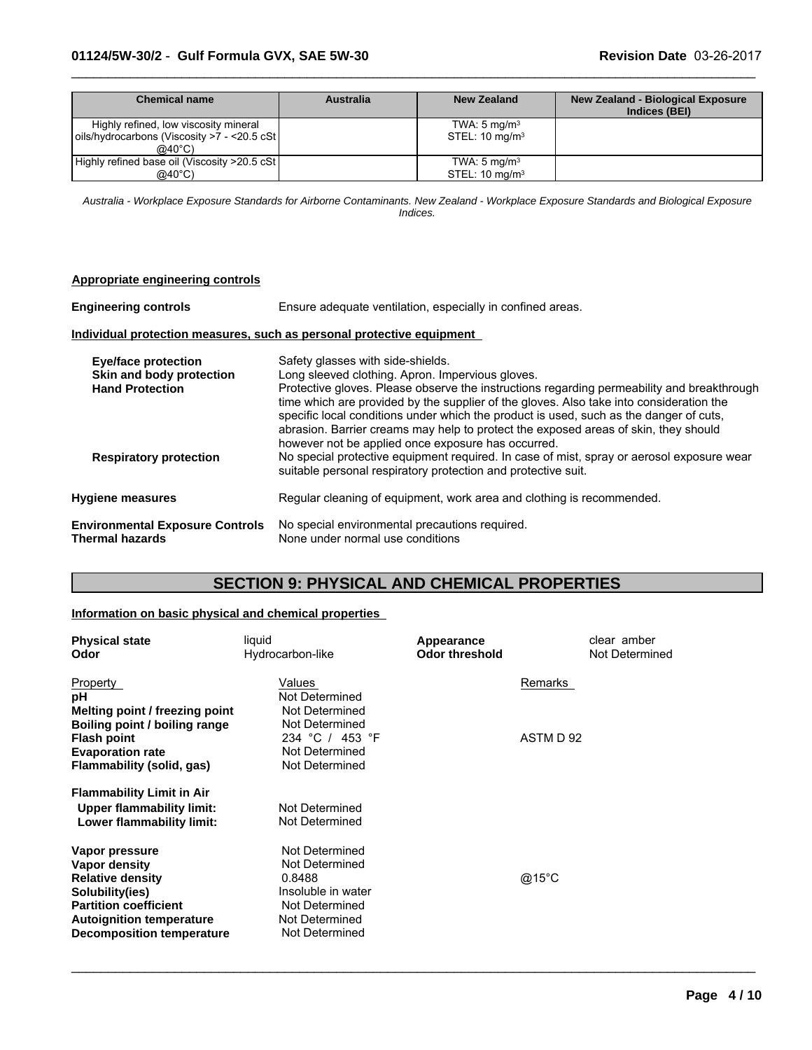| Chemical name | Australia | New Zealand | New Zealand - Biological Exposure Indices (BEI) |
|---|---|---|---|
| Highly refined, low viscosity mineral oils/hydrocarbons (Viscosity >7 - <20.5 cSt @40°C) | | TWA: 5 mg/m³<br>STEL: 10 mg/m³ | |
| Highly refined base oil (Viscosity >20.5 cSt @40°C) | | TWA: 5 mg/m³<br>STEL: 10 mg/m³ | |

*Australia - Workplace Exposure Standards for Airborne Contaminants. New Zealand - Workplace Exposure Standards and Biological Exposure Indices.*

**Appropriate engineering controls**

**Engineering controls** Ensure adequate ventilation, especially in confined areas.

**Individual protection measures, such as personal protective equipment**

**Eye/face protection** Safety glasses with side-shields.

**Skin and body protection** Long sleeved clothing. Apron. Impervious gloves.

**Hand Protection** Protective gloves. Please observe the instructions regarding permeability and breakthrough time which are provided by the supplier of the gloves. Also take into consideration the specific local conditions under which the product is used, such as the danger of cuts, abrasion. Barrier creams may help to protect the exposed areas of skin, they should however not be applied once exposure has occurred.

**Respiratory protection** No special protective equipment required. In case of mist, spray or aerosol exposure wear suitable personal respiratory protection and protective suit.

**Hygiene measures** Regular cleaning of equipment, work area and clothing is recommended.

**Environmental Exposure Controls** No special environmental precautions required.

**Thermal hazards** None under normal use conditions

## SECTION 9: PHYSICAL AND CHEMICAL PROPERTIES

**Information on basic physical and chemical properties**

**Physical state** liquid

**Odor** Hydrocarbon-like

**Appearance** clear amber

**Odor threshold** Not Determined

| Property | Values | Remarks |
|---|---|---|
| **pH** | Not Determined | |
| **Melting point / freezing point** | Not Determined | |
| **Boiling point / boiling range** | Not Determined | |
| **Flash point** | 234 °C / 453 °F | ASTM D 92 |
| **Evaporation rate** | Not Determined | |
| **Flammability (solid, gas)** | Not Determined | |
| **Flammability Limit in Air** | | |
| **Upper flammability limit:** | Not Determined | |
| **Lower flammability limit:** | Not Determined | |
| **Vapor pressure** | Not Determined | |
| **Vapor density** | Not Determined | |
| **Relative density** | 0.8488 | @15°C |
| **Solubility(ies)** | Insoluble in water | |
| **Partition coefficient** | Not Determined | |
| **Autoignition temperature** | Not Determined | |
| **Decomposition temperature** | Not Determined | |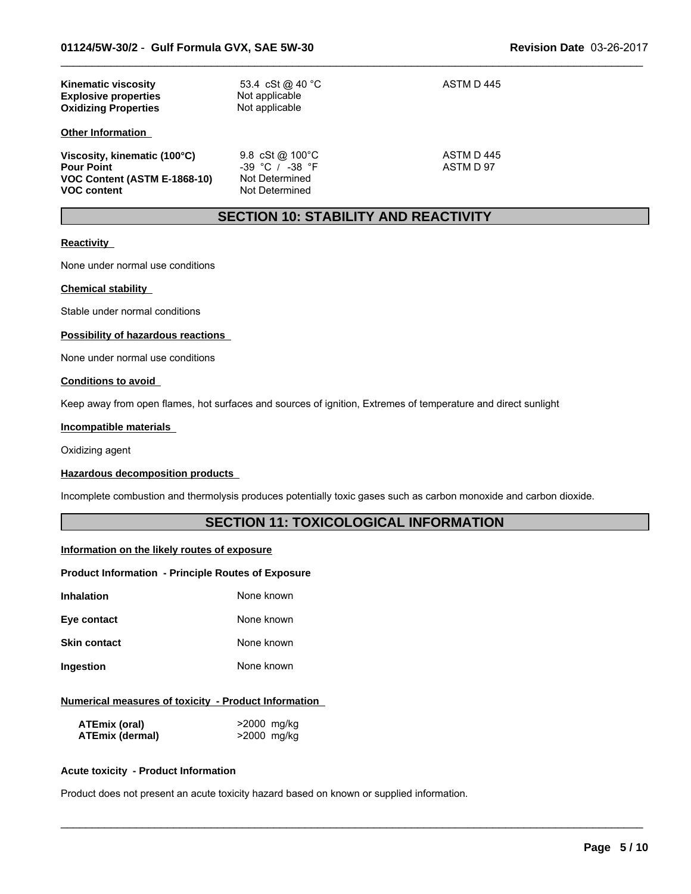| | | |
|---|---|---|
| **Kinematic viscosity** | 53.4 cSt @ 40 °C | ASTM D 445 |
| **Explosive properties** | Not applicable | |
| **Oxidizing Properties** | Not applicable | |

**Other Information**

| | | |
|---|---|---|
| **Viscosity, kinematic (100°C)** | 9.8 cSt @ 100°C | ASTM D 445 |
| **Pour Point** | -39 °C / -38 °F | ASTM D 97 |
| **VOC Content (ASTM E-1868-10)** | Not Determined | |
| **VOC content** | Not Determined | |

## SECTION 10: STABILITY AND REACTIVITY

**Reactivity**

None under normal use conditions

**Chemical stability**

Stable under normal conditions

**Possibility of hazardous reactions**

None under normal use conditions

**Conditions to avoid**

Keep away from open flames, hot surfaces and sources of ignition, Extremes of temperature and direct sunlight

**Incompatible materials**

Oxidizing agent

**Hazardous decomposition products**

Incomplete combustion and thermolysis produces potentially toxic gases such as carbon monoxide and carbon dioxide.

## SECTION 11: TOXICOLOGICAL INFORMATION

**Information on the likely routes of exposure**

**Product Information - Principle Routes of Exposure**

| | |
|---|---|
| **Inhalation** | None known |
| **Eye contact** | None known |
| **Skin contact** | None known |
| **Ingestion** | None known |

**Numerical measures of toxicity - Product Information**

| | |
|---|---|
| **ATEmix (oral)** | >2000 mg/kg |
| **ATEmix (dermal)** | >2000 mg/kg |

**Acute toxicity - Product Information**

Product does not present an acute toxicity hazard based on known or supplied information.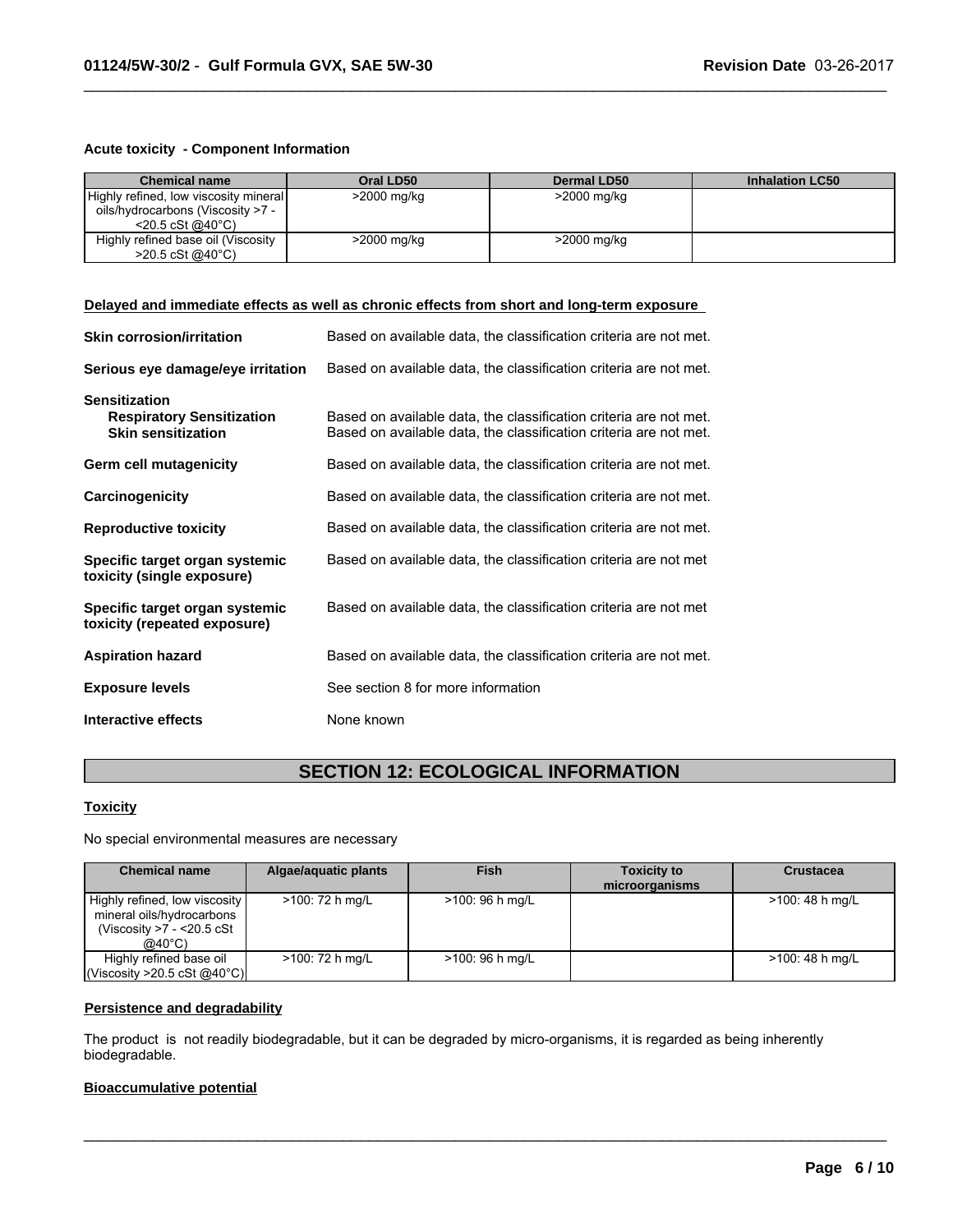**Acute toxicity - Component Information**

| Chemical name | Oral LD50 | Dermal LD50 | Inhalation LC50 |
|---|---|---|---|
| Highly refined, low viscosity mineral oils/hydrocarbons (Viscosity >7 - <20.5 cSt @40°C) | >2000 mg/kg | >2000 mg/kg | |
| Highly refined base oil (Viscosity >20.5 cSt @40°C) | >2000 mg/kg | >2000 mg/kg | |

**Delayed and immediate effects as well as chronic effects from short and long-term exposure**

**Skin corrosion/irritation** Based on available data, the classification criteria are not met.

**Serious eye damage/eye irritation** Based on available data, the classification criteria are not met.

**Sensitization**
**Respiratory Sensitization** Based on available data, the classification criteria are not met.
**Skin sensitization** Based on available data, the classification criteria are not met.

**Germ cell mutagenicity** Based on available data, the classification criteria are not met.

**Carcinogenicity** Based on available data, the classification criteria are not met.

**Reproductive toxicity** Based on available data, the classification criteria are not met.

**Specific target organ systemic toxicity (single exposure)** Based on available data, the classification criteria are not met

**Specific target organ systemic toxicity (repeated exposure)** Based on available data, the classification criteria are not met

**Aspiration hazard** Based on available data, the classification criteria are not met.

**Exposure levels** See section 8 for more information

**Interactive effects** None known

## SECTION 12: ECOLOGICAL INFORMATION

**Toxicity**

No special environmental measures are necessary

| Chemical name | Algae/aquatic plants | Fish | Toxicity to microorganisms | Crustacea |
|---|---|---|---|---|
| Highly refined, low viscosity mineral oils/hydrocarbons (Viscosity >7 - <20.5 cSt @40°C) | >100: 72 h mg/L | >100: 96 h mg/L | | >100: 48 h mg/L |
| Highly refined base oil (Viscosity >20.5 cSt @40°C) | >100: 72 h mg/L | >100: 96 h mg/L | | >100: 48 h mg/L |

**Persistence and degradability**

The product is not readily biodegradable, but it can be degraded by micro-organisms, it is regarded as being inherently biodegradable.

**Bioaccumulative potential**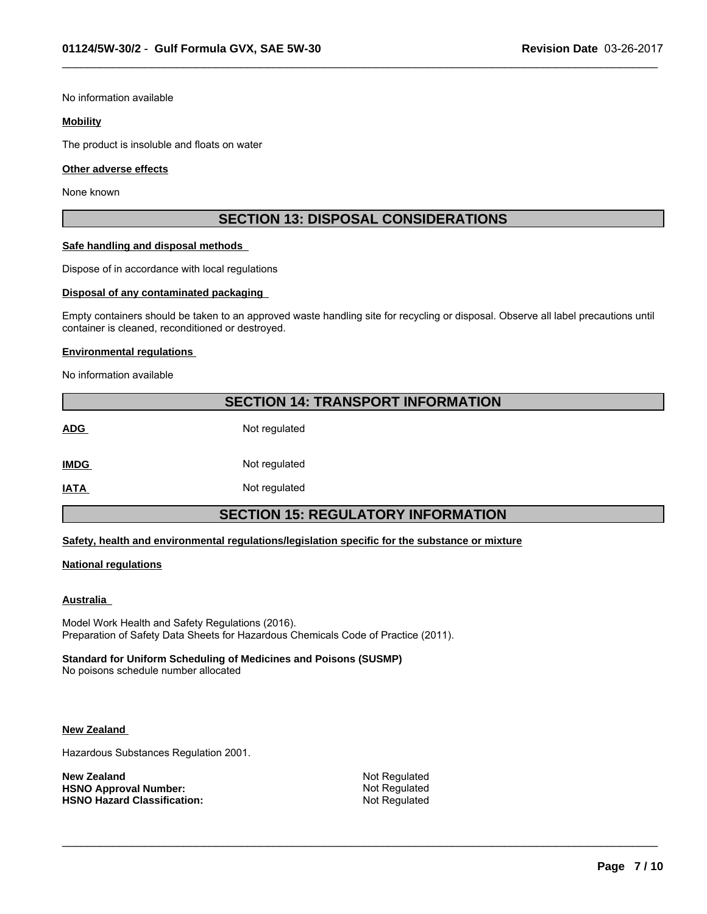No information available

**Mobility**

The product is insoluble and floats on water

**Other adverse effects**

None known

## SECTION 13: DISPOSAL CONSIDERATIONS

**Safe handling and disposal methods**

Dispose of in accordance with local regulations

**Disposal of any contaminated packaging**

Empty containers should be taken to an approved waste handling site for recycling or disposal. Observe all label precautions until container is cleaned, reconditioned or destroyed.

**Environmental regulations**

No information available

## SECTION 14: TRANSPORT INFORMATION

| | |
|---|---|
| **ADG** | Not regulated |
| **IMDG** | Not regulated |
| **IATA** | Not regulated |

## SECTION 15: REGULATORY INFORMATION

**Safety, health and environmental regulations/legislation specific for the substance or mixture**

**National regulations**

**Australia**

Model Work Health and Safety Regulations (2016).
Preparation of Safety Data Sheets for Hazardous Chemicals Code of Practice (2011).

**Standard for Uniform Scheduling of Medicines and Poisons (SUSMP)**
No poisons schedule number allocated

**New Zealand**

Hazardous Substances Regulation 2001.

| | |
|---|---|
| **New Zealand** | Not Regulated |
| **HSNO Approval Number:** | Not Regulated |
| **HSNO Hazard Classification:** | Not Regulated |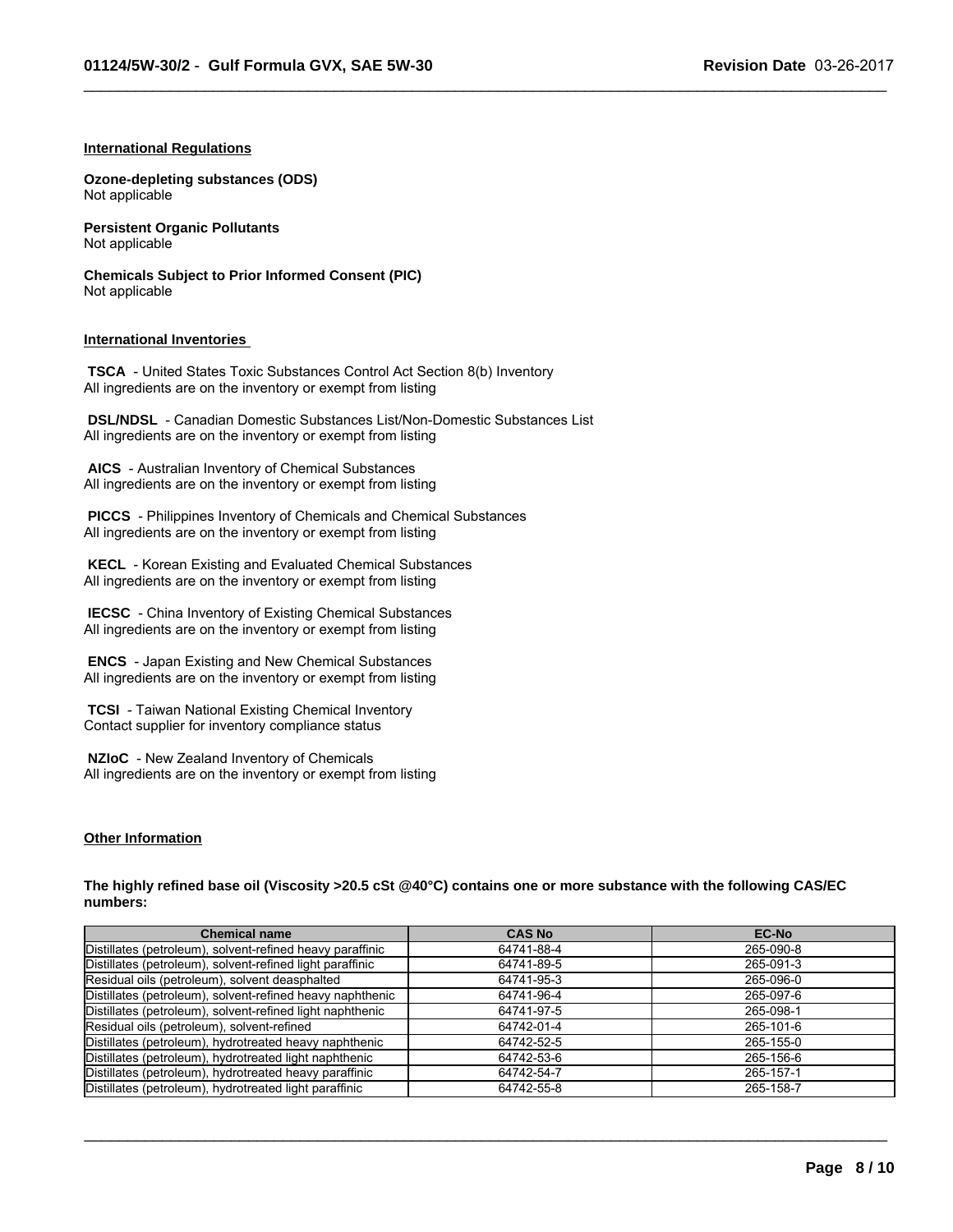## International Regulations

**Ozone-depleting substances (ODS)**
Not applicable

**Persistent Organic Pollutants**
Not applicable

**Chemicals Subject to Prior Informed Consent (PIC)**
Not applicable

## International Inventories

**TSCA** - United States Toxic Substances Control Act Section 8(b) Inventory
All ingredients are on the inventory or exempt from listing

**DSL/NDSL** - Canadian Domestic Substances List/Non-Domestic Substances List
All ingredients are on the inventory or exempt from listing

**AICS** - Australian Inventory of Chemical Substances
All ingredients are on the inventory or exempt from listing

**PICCS** - Philippines Inventory of Chemicals and Chemical Substances
All ingredients are on the inventory or exempt from listing

**KECL** - Korean Existing and Evaluated Chemical Substances
All ingredients are on the inventory or exempt from listing

**IECSC** - China Inventory of Existing Chemical Substances
All ingredients are on the inventory or exempt from listing

**ENCS** - Japan Existing and New Chemical Substances
All ingredients are on the inventory or exempt from listing

**TCSI** - Taiwan National Existing Chemical Inventory
Contact supplier for inventory compliance status

**NZIoC** - New Zealand Inventory of Chemicals
All ingredients are on the inventory or exempt from listing

## Other Information

**The highly refined base oil (Viscosity >20.5 cSt @40°C) contains one or more substance with the following CAS/EC numbers:**

| Chemical name | CAS No | EC-No |
|---|---|---|
| Distillates (petroleum), solvent-refined heavy paraffinic | 64741-88-4 | 265-090-8 |
| Distillates (petroleum), solvent-refined light paraffinic | 64741-89-5 | 265-091-3 |
| Residual oils (petroleum), solvent deasphalted | 64741-95-3 | 265-096-0 |
| Distillates (petroleum), solvent-refined heavy naphthenic | 64741-96-4 | 265-097-6 |
| Distillates (petroleum), solvent-refined light naphthenic | 64741-97-5 | 265-098-1 |
| Residual oils (petroleum), solvent-refined | 64742-01-4 | 265-101-6 |
| Distillates (petroleum), hydrotreated heavy naphthenic | 64742-52-5 | 265-155-0 |
| Distillates (petroleum), hydrotreated light naphthenic | 64742-53-6 | 265-156-6 |
| Distillates (petroleum), hydrotreated heavy paraffinic | 64742-54-7 | 265-157-1 |
| Distillates (petroleum), hydrotreated light paraffinic | 64742-55-8 | 265-158-7 |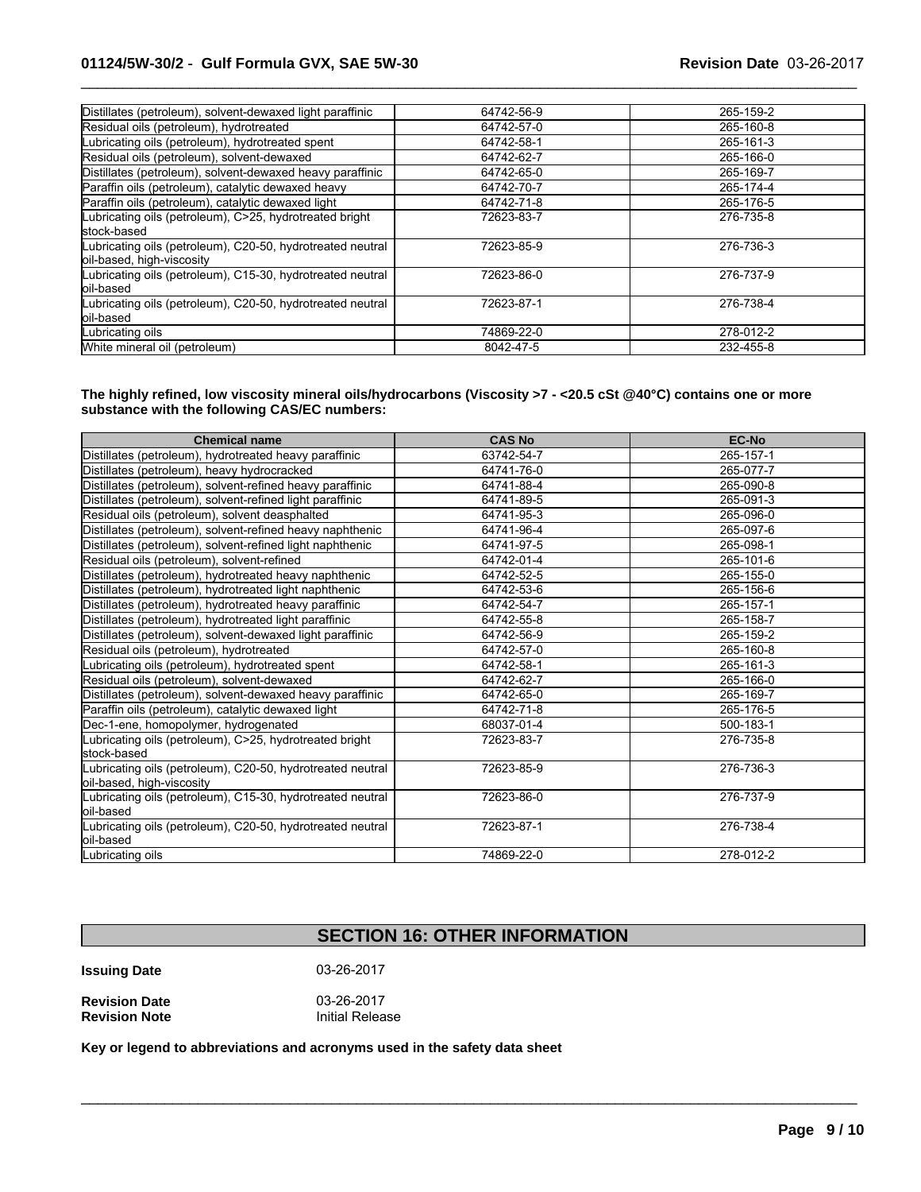| | | |
|---|---|---|
| Distillates (petroleum), solvent-dewaxed light paraffinic | 64742-56-9 | 265-159-2 |
| Residual oils (petroleum), hydrotreated | 64742-57-0 | 265-160-8 |
| Lubricating oils (petroleum), hydrotreated spent | 64742-58-1 | 265-161-3 |
| Residual oils (petroleum), solvent-dewaxed | 64742-62-7 | 265-166-0 |
| Distillates (petroleum), solvent-dewaxed heavy paraffinic | 64742-65-0 | 265-169-7 |
| Paraffin oils (petroleum), catalytic dewaxed heavy | 64742-70-7 | 265-174-4 |
| Paraffin oils (petroleum), catalytic dewaxed light | 64742-71-8 | 265-176-5 |
| Lubricating oils (petroleum), C>25, hydrotreated bright stock-based | 72623-83-7 | 276-735-8 |
| Lubricating oils (petroleum), C20-50, hydrotreated neutral oil-based, high-viscosity | 72623-85-9 | 276-736-3 |
| Lubricating oils (petroleum), C15-30, hydrotreated neutral oil-based | 72623-86-0 | 276-737-9 |
| Lubricating oils (petroleum), C20-50, hydrotreated neutral oil-based | 72623-87-1 | 276-738-4 |
| Lubricating oils | 74869-22-0 | 278-012-2 |
| White mineral oil (petroleum) | 8042-47-5 | 232-455-8 |

**The highly refined, low viscosity mineral oils/hydrocarbons (Viscosity >7 - <20.5 cSt @40°C) contains one or more substance with the following CAS/EC numbers:**

| Chemical name | CAS No | EC-No |
|---|---|---|
| Distillates (petroleum), hydrotreated heavy paraffinic | 63742-54-7 | 265-157-1 |
| Distillates (petroleum), heavy hydrocracked | 64741-76-0 | 265-077-7 |
| Distillates (petroleum), solvent-refined heavy paraffinic | 64741-88-4 | 265-090-8 |
| Distillates (petroleum), solvent-refined light paraffinic | 64741-89-5 | 265-091-3 |
| Residual oils (petroleum), solvent deasphalted | 64741-95-3 | 265-096-0 |
| Distillates (petroleum), solvent-refined heavy naphthenic | 64741-96-4 | 265-097-6 |
| Distillates (petroleum), solvent-refined light naphthenic | 64741-97-5 | 265-098-1 |
| Residual oils (petroleum), solvent-refined | 64742-01-4 | 265-101-6 |
| Distillates (petroleum), hydrotreated heavy naphthenic | 64742-52-5 | 265-155-0 |
| Distillates (petroleum), hydrotreated light naphthenic | 64742-53-6 | 265-156-6 |
| Distillates (petroleum), hydrotreated heavy paraffinic | 64742-54-7 | 265-157-1 |
| Distillates (petroleum), hydrotreated light paraffinic | 64742-55-8 | 265-158-7 |
| Distillates (petroleum), solvent-dewaxed light paraffinic | 64742-56-9 | 265-159-2 |
| Residual oils (petroleum), hydrotreated | 64742-57-0 | 265-160-8 |
| Lubricating oils (petroleum), hydrotreated spent | 64742-58-1 | 265-161-3 |
| Residual oils (petroleum), solvent-dewaxed | 64742-62-7 | 265-166-0 |
| Distillates (petroleum), solvent-dewaxed heavy paraffinic | 64742-65-0 | 265-169-7 |
| Paraffin oils (petroleum), catalytic dewaxed light | 64742-71-8 | 265-176-5 |
| Dec-1-ene, homopolymer, hydrogenated | 68037-01-4 | 500-183-1 |
| Lubricating oils (petroleum), C>25, hydrotreated bright stock-based | 72623-83-7 | 276-735-8 |
| Lubricating oils (petroleum), C20-50, hydrotreated neutral oil-based, high-viscosity | 72623-85-9 | 276-736-3 |
| Lubricating oils (petroleum), C15-30, hydrotreated neutral oil-based | 72623-86-0 | 276-737-9 |
| Lubricating oils (petroleum), C20-50, hydrotreated neutral oil-based | 72623-87-1 | 276-738-4 |
| Lubricating oils | 74869-22-0 | 278-012-2 |

## SECTION 16: OTHER INFORMATION

**Issuing Date** 03-26-2017

**Revision Date** 03-26-2017
**Revision Note** Initial Release

**Key or legend to abbreviations and acronyms used in the safety data sheet**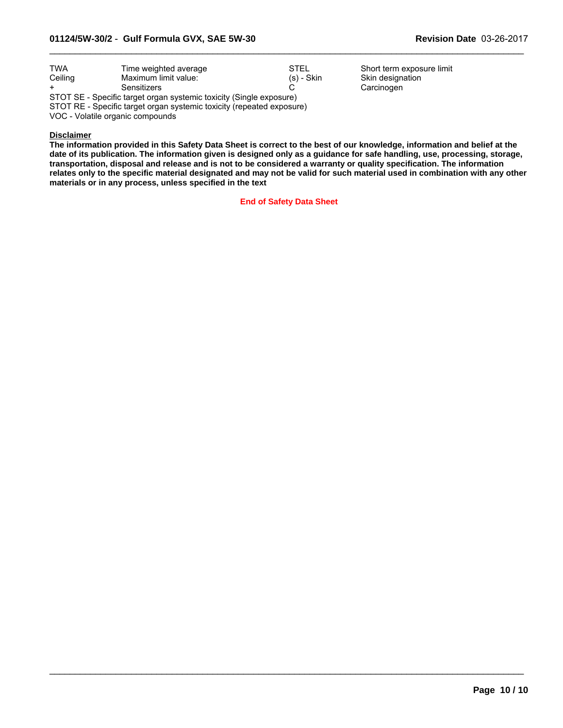| | | | |
|---|---|---|---|
| TWA | Time weighted average | STEL | Short term exposure limit |
| Ceiling | Maximum limit value: | (s) - Skin | Skin designation |
| + | Sensitizers | C | Carcinogen |

STOT SE - Specific target organ systemic toxicity (Single exposure)
STOT RE - Specific target organ systemic toxicity (repeated exposure)
VOC - Volatile organic compounds

**Disclaimer**

**The information provided in this Safety Data Sheet is correct to the best of our knowledge, information and belief at the date of its publication. The information given is designed only as a guidance for safe handling, use, processing, storage, transportation, disposal and release and is not to be considered a warranty or quality specification. The information relates only to the specific material designated and may not be valid for such material used in combination with any other materials or in any process, unless specified in the text**

**End of Safety Data Sheet**